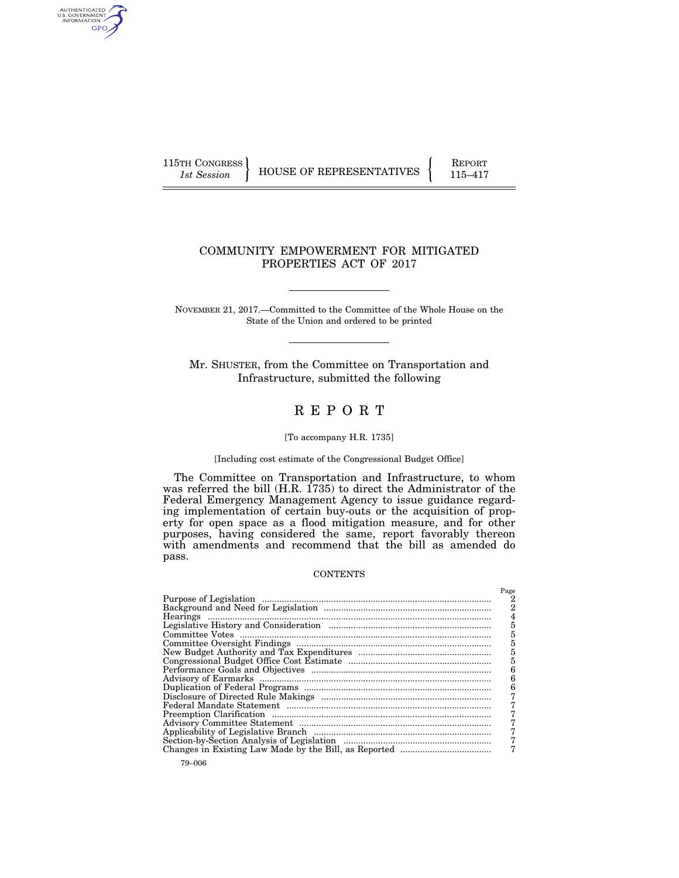115TH CONGRESS
*1st Session*

HOUSE OF REPRESENTATIVES

REPORT
115–417

# COMMUNITY EMPOWERMENT FOR MITIGATED PROPERTIES ACT OF 2017

NOVEMBER 21, 2017.—Committed to the Committee of the Whole House on the State of the Union and ordered to be printed

Mr. SHUSTER, from the Committee on Transportation and Infrastructure, submitted the following

# REPORT

[To accompany H.R. 1735]

[Including cost estimate of the Congressional Budget Office]

The Committee on Transportation and Infrastructure, to whom was referred the bill (H.R. 1735) to direct the Administrator of the Federal Emergency Management Agency to issue guidance regarding implementation of certain buy-outs or the acquisition of property for open space as a flood mitigation measure, and for other purposes, having considered the same, report favorably thereon with amendments and recommend that the bill as amended do pass.

CONTENTS

| | Page |
|---|---|
| Purpose of Legislation | 2 |
| Background and Need for Legislation | 2 |
| Hearings | 4 |
| Legislative History and Consideration | 5 |
| Committee Votes | 5 |
| Committee Oversight Findings | 5 |
| New Budget Authority and Tax Expenditures | 5 |
| Congressional Budget Office Cost Estimate | 5 |
| Performance Goals and Objectives | 6 |
| Advisory of Earmarks | 6 |
| Duplication of Federal Programs | 6 |
| Disclosure of Directed Rule Makings | 7 |
| Federal Mandate Statement | 7 |
| Preemption Clarification | 7 |
| Advisory Committee Statement | 7 |
| Applicability of Legislative Branch | 7 |
| Section-by-Section Analysis of Legislation | 7 |
| Changes in Existing Law Made by the Bill, as Reported | 7 |

79–006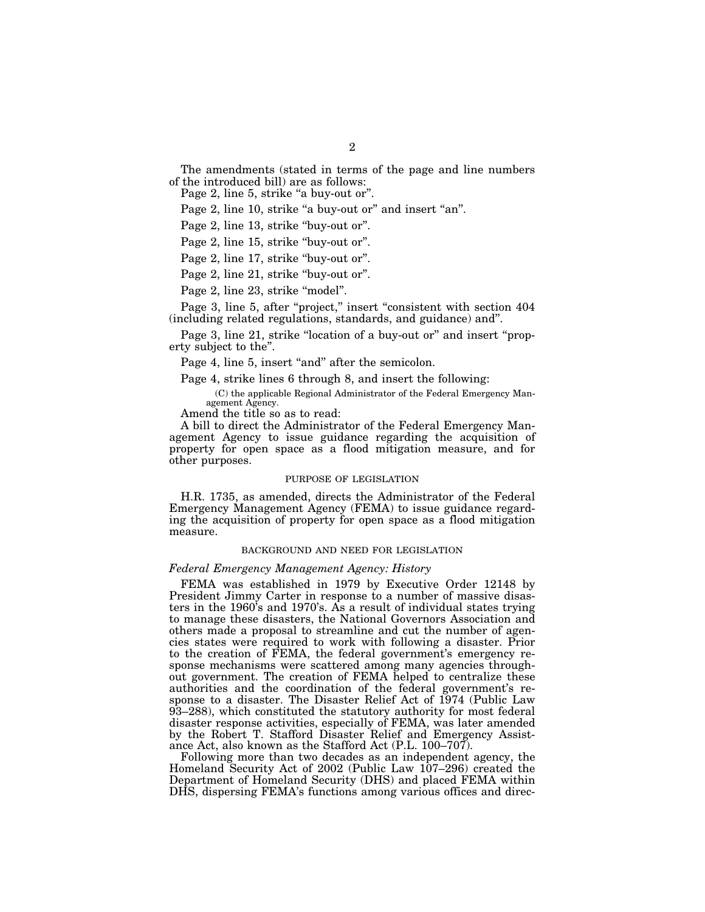The amendments (stated in terms of the page and line numbers of the introduced bill) are as follows:

Page 2, line 5, strike "a buy-out or".

Page 2, line 10, strike "a buy-out or" and insert "an".

Page 2, line 13, strike "buy-out or".

Page 2, line 15, strike "buy-out or".

Page 2, line 17, strike "buy-out or".

Page 2, line 21, strike "buy-out or".

Page 2, line 23, strike "model".

Page 3, line 5, after "project," insert "consistent with section 404 (including related regulations, standards, and guidance) and".

Page 3, line 21, strike "location of a buy-out or" and insert "property subject to the".

Page 4, line 5, insert "and" after the semicolon.

Page 4, strike lines 6 through 8, and insert the following:

> (C) the applicable Regional Administrator of the Federal Emergency Management Agency.

Amend the title so as to read:

A bill to direct the Administrator of the Federal Emergency Management Agency to issue guidance regarding the acquisition of property for open space as a flood mitigation measure, and for other purposes.

## PURPOSE OF LEGISLATION

H.R. 1735, as amended, directs the Administrator of the Federal Emergency Management Agency (FEMA) to issue guidance regarding the acquisition of property for open space as a flood mitigation measure.

## BACKGROUND AND NEED FOR LEGISLATION

### *Federal Emergency Management Agency: History*

FEMA was established in 1979 by Executive Order 12148 by President Jimmy Carter in response to a number of massive disasters in the 1960's and 1970's. As a result of individual states trying to manage these disasters, the National Governors Association and others made a proposal to streamline and cut the number of agencies states were required to work with following a disaster. Prior to the creation of FEMA, the federal government's emergency response mechanisms were scattered among many agencies throughout government. The creation of FEMA helped to centralize these authorities and the coordination of the federal government's response to a disaster. The Disaster Relief Act of 1974 (Public Law 93–288), which constituted the statutory authority for most federal disaster response activities, especially of FEMA, was later amended by the Robert T. Stafford Disaster Relief and Emergency Assistance Act, also known as the Stafford Act (P.L. 100–707).

Following more than two decades as an independent agency, the Homeland Security Act of 2002 (Public Law 107–296) created the Department of Homeland Security (DHS) and placed FEMA within DHS, dispersing FEMA's functions among various offices and direc-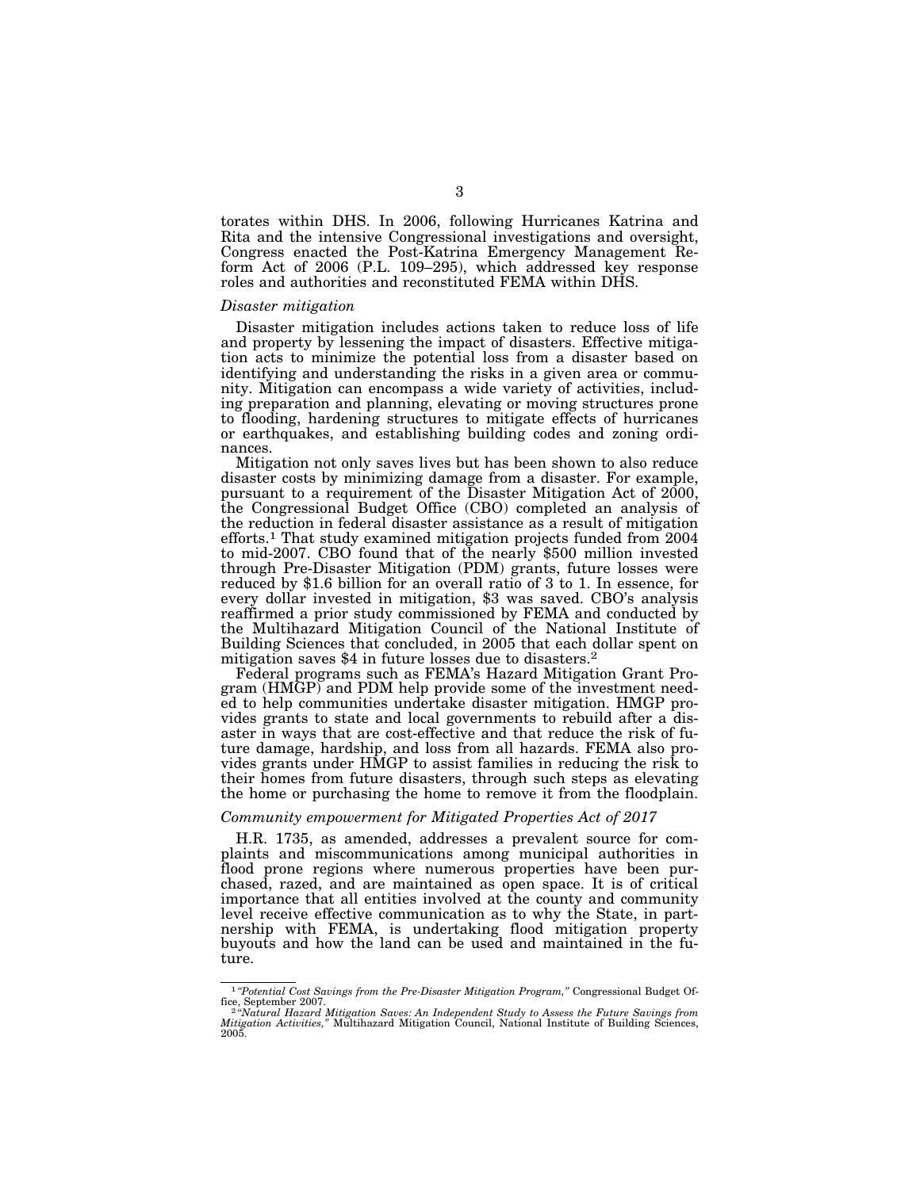torates within DHS. In 2006, following Hurricanes Katrina and Rita and the intensive Congressional investigations and oversight, Congress enacted the Post-Katrina Emergency Management Reform Act of 2006 (P.L. 109–295), which addressed key response roles and authorities and reconstituted FEMA within DHS.

*Disaster mitigation*

Disaster mitigation includes actions taken to reduce loss of life and property by lessening the impact of disasters. Effective mitigation acts to minimize the potential loss from a disaster based on identifying and understanding the risks in a given area or community. Mitigation can encompass a wide variety of activities, including preparation and planning, elevating or moving structures prone to flooding, hardening structures to mitigate effects of hurricanes or earthquakes, and establishing building codes and zoning ordinances.

Mitigation not only saves lives but has been shown to also reduce disaster costs by minimizing damage from a disaster. For example, pursuant to a requirement of the Disaster Mitigation Act of 2000, the Congressional Budget Office (CBO) completed an analysis of the reduction in federal disaster assistance as a result of mitigation efforts.[1] That study examined mitigation projects funded from 2004 to mid-2007. CBO found that of the nearly $500 million invested through Pre-Disaster Mitigation (PDM) grants, future losses were reduced by $1.6 billion for an overall ratio of 3 to 1. In essence, for every dollar invested in mitigation, $3 was saved. CBO's analysis reaffirmed a prior study commissioned by FEMA and conducted by the Multihazard Mitigation Council of the National Institute of Building Sciences that concluded, in 2005 that each dollar spent on mitigation saves $4 in future losses due to disasters.[2]

Federal programs such as FEMA's Hazard Mitigation Grant Program (HMGP) and PDM help provide some of the investment needed to help communities undertake disaster mitigation. HMGP provides grants to state and local governments to rebuild after a disaster in ways that are cost-effective and that reduce the risk of future damage, hardship, and loss from all hazards. FEMA also provides grants under HMGP to assist families in reducing the risk to their homes from future disasters, through such steps as elevating the home or purchasing the home to remove it from the floodplain.

*Community empowerment for Mitigated Properties Act of 2017*

H.R. 1735, as amended, addresses a prevalent source for complaints and miscommunications among municipal authorities in flood prone regions where numerous properties have been purchased, razed, and are maintained as open space. It is of critical importance that all entities involved at the county and community level receive effective communication as to why the State, in partnership with FEMA, is undertaking flood mitigation property buyouts and how the land can be used and maintained in the future.

---

[1] *"Potential Cost Savings from the Pre-Disaster Mitigation Program,"* Congressional Budget Office, September 2007.

[2] *"Natural Hazard Mitigation Saves: An Independent Study to Assess the Future Savings from Mitigation Activities,"* Multihazard Mitigation Council, National Institute of Building Sciences, 2005.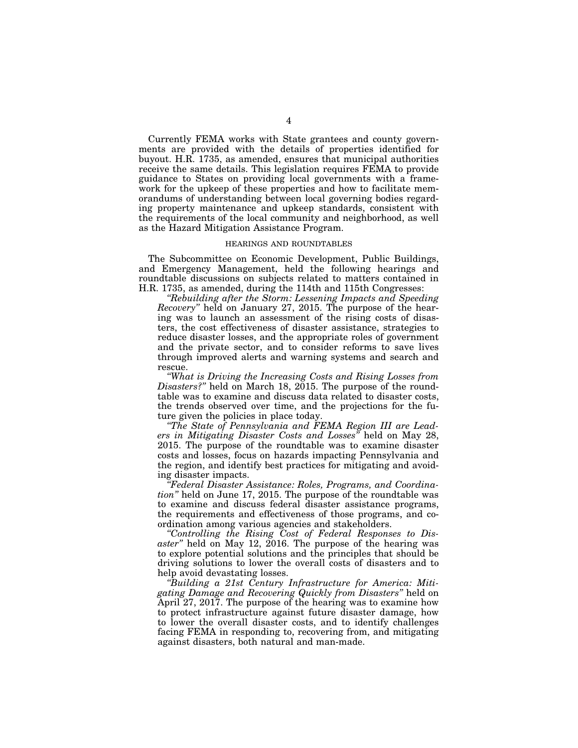Currently FEMA works with State grantees and county governments are provided with the details of properties identified for buyout. H.R. 1735, as amended, ensures that municipal authorities receive the same details. This legislation requires FEMA to provide guidance to States on providing local governments with a framework for the upkeep of these properties and how to facilitate memorandums of understanding between local governing bodies regarding property maintenance and upkeep standards, consistent with the requirements of the local community and neighborhood, as well as the Hazard Mitigation Assistance Program.

## HEARINGS AND ROUNDTABLES

The Subcommittee on Economic Development, Public Buildings, and Emergency Management, held the following hearings and roundtable discussions on subjects related to matters contained in H.R. 1735, as amended, during the 114th and 115th Congresses:

*"Rebuilding after the Storm: Lessening Impacts and Speeding Recovery"* held on January 27, 2015. The purpose of the hearing was to launch an assessment of the rising costs of disasters, the cost effectiveness of disaster assistance, strategies to reduce disaster losses, and the appropriate roles of government and the private sector, and to consider reforms to save lives through improved alerts and warning systems and search and rescue.

*"What is Driving the Increasing Costs and Rising Losses from Disasters?"* held on March 18, 2015. The purpose of the roundtable was to examine and discuss data related to disaster costs, the trends observed over time, and the projections for the future given the policies in place today.

*"The State of Pennsylvania and FEMA Region III are Leaders in Mitigating Disaster Costs and Losses"* held on May 28, 2015. The purpose of the roundtable was to examine disaster costs and losses, focus on hazards impacting Pennsylvania and the region, and identify best practices for mitigating and avoiding disaster impacts.

*"Federal Disaster Assistance: Roles, Programs, and Coordination"* held on June 17, 2015. The purpose of the roundtable was to examine and discuss federal disaster assistance programs, the requirements and effectiveness of those programs, and coordination among various agencies and stakeholders.

*"Controlling the Rising Cost of Federal Responses to Disaster"* held on May 12, 2016. The purpose of the hearing was to explore potential solutions and the principles that should be driving solutions to lower the overall costs of disasters and to help avoid devastating losses.

*"Building a 21st Century Infrastructure for America: Mitigating Damage and Recovering Quickly from Disasters"* held on April 27, 2017. The purpose of the hearing was to examine how to protect infrastructure against future disaster damage, how to lower the overall disaster costs, and to identify challenges facing FEMA in responding to, recovering from, and mitigating against disasters, both natural and man-made.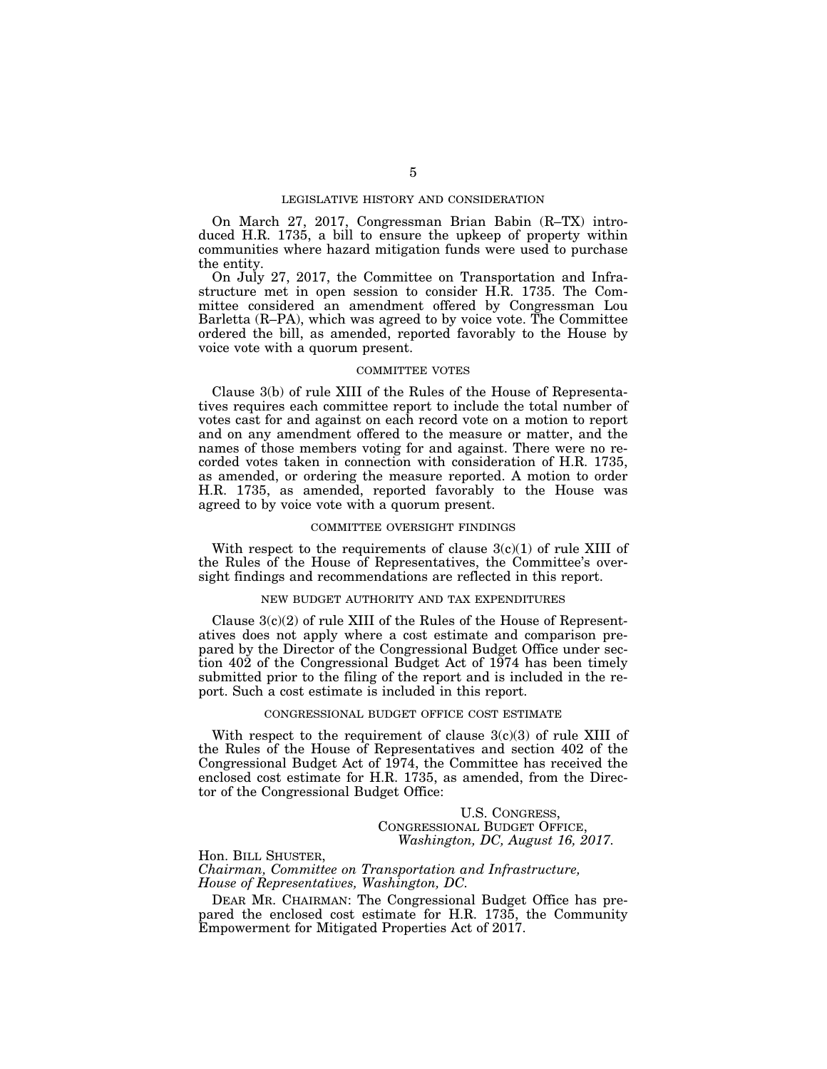## LEGISLATIVE HISTORY AND CONSIDERATION

On March 27, 2017, Congressman Brian Babin (R–TX) introduced H.R. 1735, a bill to ensure the upkeep of property within communities where hazard mitigation funds were used to purchase the entity.

On July 27, 2017, the Committee on Transportation and Infrastructure met in open session to consider H.R. 1735. The Committee considered an amendment offered by Congressman Lou Barletta (R–PA), which was agreed to by voice vote. The Committee ordered the bill, as amended, reported favorably to the House by voice vote with a quorum present.

## COMMITTEE VOTES

Clause 3(b) of rule XIII of the Rules of the House of Representatives requires each committee report to include the total number of votes cast for and against on each record vote on a motion to report and on any amendment offered to the measure or matter, and the names of those members voting for and against. There were no recorded votes taken in connection with consideration of H.R. 1735, as amended, or ordering the measure reported. A motion to order H.R. 1735, as amended, reported favorably to the House was agreed to by voice vote with a quorum present.

## COMMITTEE OVERSIGHT FINDINGS

With respect to the requirements of clause 3(c)(1) of rule XIII of the Rules of the House of Representatives, the Committee's oversight findings and recommendations are reflected in this report.

## NEW BUDGET AUTHORITY AND TAX EXPENDITURES

Clause 3(c)(2) of rule XIII of the Rules of the House of Representatives does not apply where a cost estimate and comparison prepared by the Director of the Congressional Budget Office under section 402 of the Congressional Budget Act of 1974 has been timely submitted prior to the filing of the report and is included in the report. Such a cost estimate is included in this report.

## CONGRESSIONAL BUDGET OFFICE COST ESTIMATE

With respect to the requirement of clause 3(c)(3) of rule XIII of the Rules of the House of Representatives and section 402 of the Congressional Budget Act of 1974, the Committee has received the enclosed cost estimate for H.R. 1735, as amended, from the Director of the Congressional Budget Office:

U.S. CONGRESS,
CONGRESSIONAL BUDGET OFFICE,
*Washington, DC, August 16, 2017.*

Hon. BILL SHUSTER,
*Chairman, Committee on Transportation and Infrastructure, House of Representatives, Washington, DC.*

DEAR MR. CHAIRMAN: The Congressional Budget Office has prepared the enclosed cost estimate for H.R. 1735, the Community Empowerment for Mitigated Properties Act of 2017.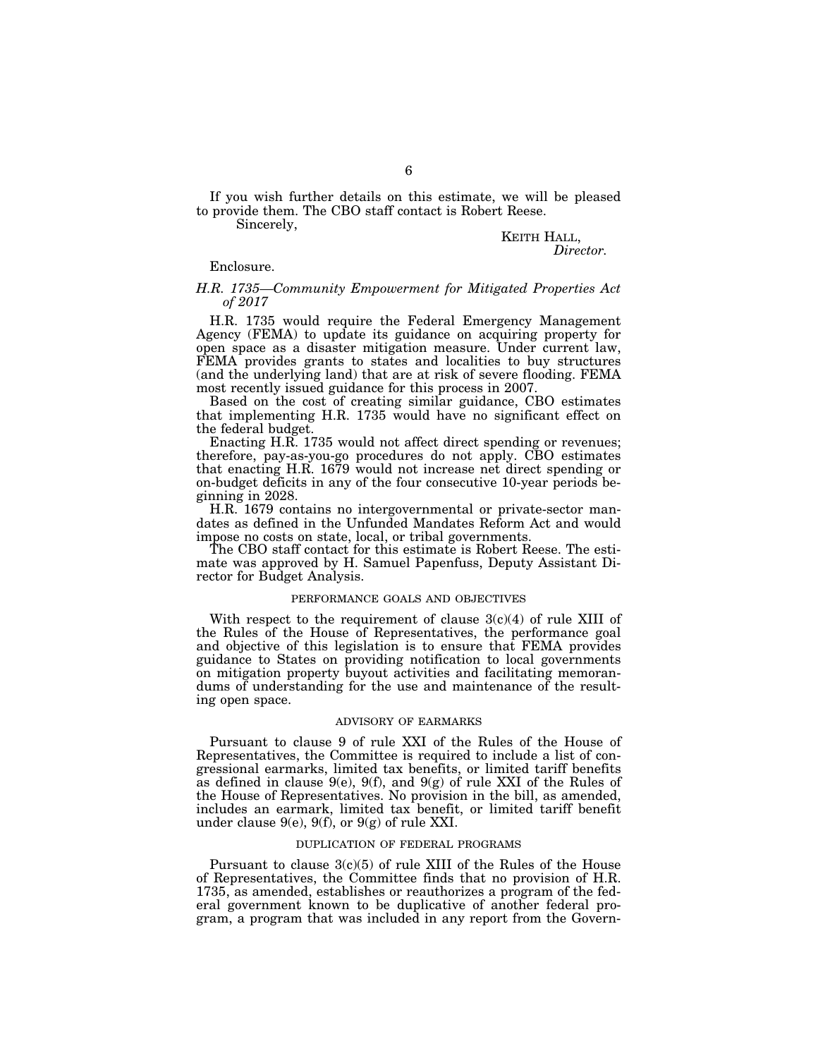If you wish further details on this estimate, we will be pleased to provide them. The CBO staff contact is Robert Reese.

Sincerely,

KEITH HALL,
*Director.*

Enclosure.

*H.R. 1735—Community Empowerment for Mitigated Properties Act of 2017*

H.R. 1735 would require the Federal Emergency Management Agency (FEMA) to update its guidance on acquiring property for open space as a disaster mitigation measure. Under current law, FEMA provides grants to states and localities to buy structures (and the underlying land) that are at risk of severe flooding. FEMA most recently issued guidance for this process in 2007.

Based on the cost of creating similar guidance, CBO estimates that implementing H.R. 1735 would have no significant effect on the federal budget.

Enacting H.R. 1735 would not affect direct spending or revenues; therefore, pay-as-you-go procedures do not apply. CBO estimates that enacting H.R. 1679 would not increase net direct spending or on-budget deficits in any of the four consecutive 10-year periods beginning in 2028.

H.R. 1679 contains no intergovernmental or private-sector mandates as defined in the Unfunded Mandates Reform Act and would impose no costs on state, local, or tribal governments.

The CBO staff contact for this estimate is Robert Reese. The estimate was approved by H. Samuel Papenfuss, Deputy Assistant Director for Budget Analysis.

## PERFORMANCE GOALS AND OBJECTIVES

With respect to the requirement of clause 3(c)(4) of rule XIII of the Rules of the House of Representatives, the performance goal and objective of this legislation is to ensure that FEMA provides guidance to States on providing notification to local governments on mitigation property buyout activities and facilitating memorandums of understanding for the use and maintenance of the resulting open space.

## ADVISORY OF EARMARKS

Pursuant to clause 9 of rule XXI of the Rules of the House of Representatives, the Committee is required to include a list of congressional earmarks, limited tax benefits, or limited tariff benefits as defined in clause 9(e), 9(f), and 9(g) of rule XXI of the Rules of the House of Representatives. No provision in the bill, as amended, includes an earmark, limited tax benefit, or limited tariff benefit under clause 9(e), 9(f), or 9(g) of rule XXI.

## DUPLICATION OF FEDERAL PROGRAMS

Pursuant to clause 3(c)(5) of rule XIII of the Rules of the House of Representatives, the Committee finds that no provision of H.R. 1735, as amended, establishes or reauthorizes a program of the federal government known to be duplicative of another federal program, a program that was included in any report from the Govern-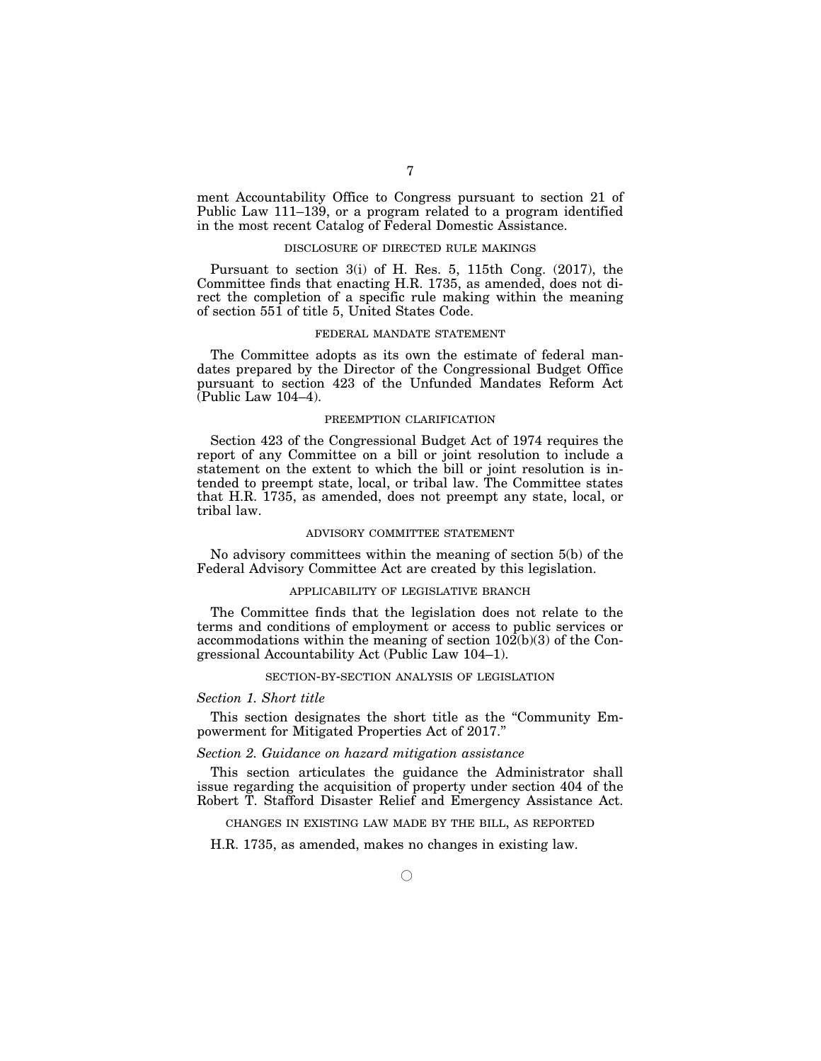ment Accountability Office to Congress pursuant to section 21 of Public Law 111–139, or a program related to a program identified in the most recent Catalog of Federal Domestic Assistance.

## DISCLOSURE OF DIRECTED RULE MAKINGS

Pursuant to section 3(i) of H. Res. 5, 115th Cong. (2017), the Committee finds that enacting H.R. 1735, as amended, does not direct the completion of a specific rule making within the meaning of section 551 of title 5, United States Code.

## FEDERAL MANDATE STATEMENT

The Committee adopts as its own the estimate of federal mandates prepared by the Director of the Congressional Budget Office pursuant to section 423 of the Unfunded Mandates Reform Act (Public Law 104–4).

## PREEMPTION CLARIFICATION

Section 423 of the Congressional Budget Act of 1974 requires the report of any Committee on a bill or joint resolution to include a statement on the extent to which the bill or joint resolution is intended to preempt state, local, or tribal law. The Committee states that H.R. 1735, as amended, does not preempt any state, local, or tribal law.

## ADVISORY COMMITTEE STATEMENT

No advisory committees within the meaning of section 5(b) of the Federal Advisory Committee Act are created by this legislation.

## APPLICABILITY OF LEGISLATIVE BRANCH

The Committee finds that the legislation does not relate to the terms and conditions of employment or access to public services or accommodations within the meaning of section 102(b)(3) of the Congressional Accountability Act (Public Law 104–1).

## SECTION-BY-SECTION ANALYSIS OF LEGISLATION

### *Section 1. Short title*

This section designates the short title as the "Community Empowerment for Mitigated Properties Act of 2017."

### *Section 2. Guidance on hazard mitigation assistance*

This section articulates the guidance the Administrator shall issue regarding the acquisition of property under section 404 of the Robert T. Stafford Disaster Relief and Emergency Assistance Act.

## CHANGES IN EXISTING LAW MADE BY THE BILL, AS REPORTED

H.R. 1735, as amended, makes no changes in existing law.